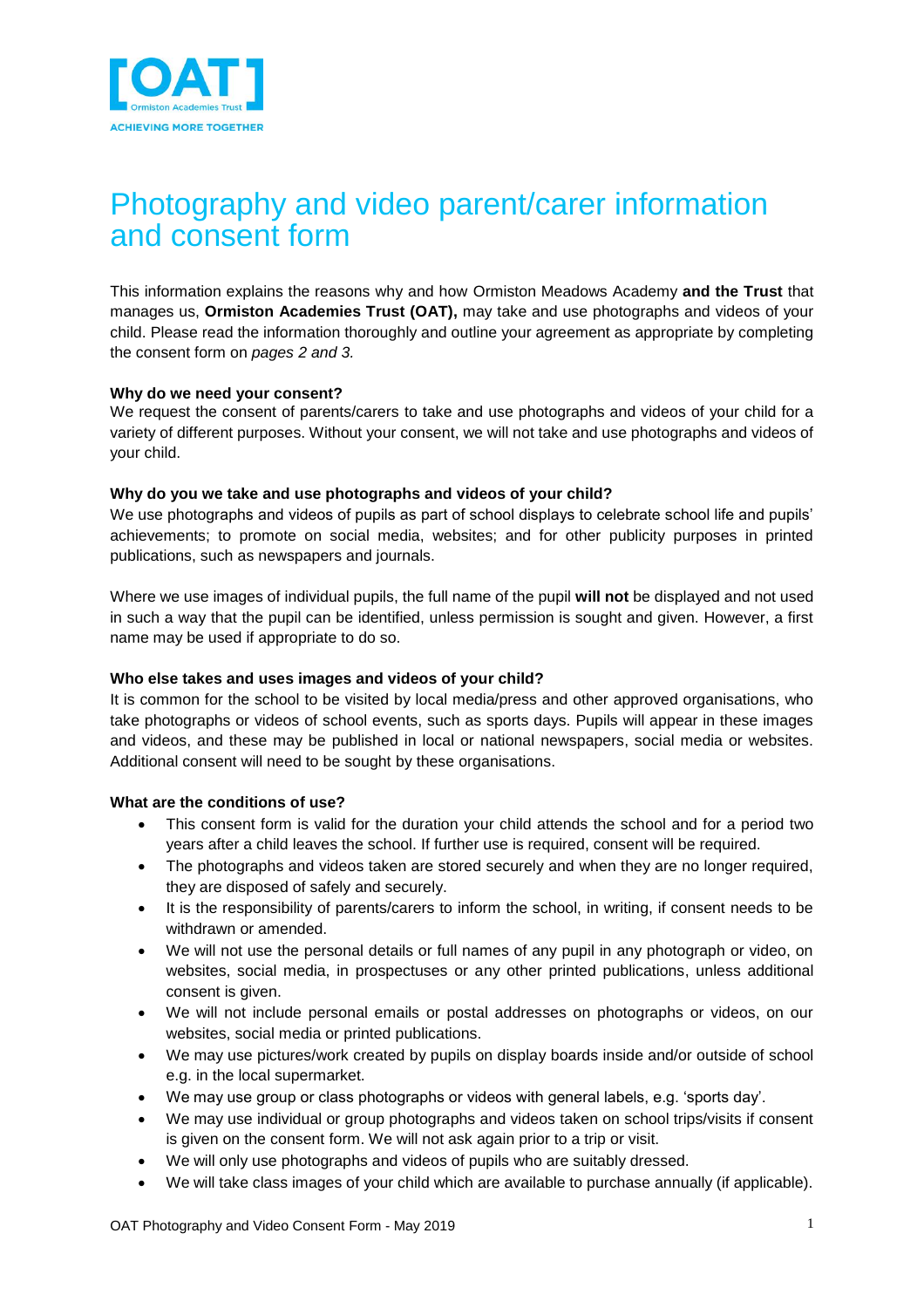# Photography and video parent/carer information and consent form

This information explains the reasons why and how Ormiston Meadows Academy **and the Trust** that manages us, **Ormiston Academies Trust (OAT),** may take and use photographs and videos of your child. Please read the information thoroughly and outline your agreement as appropriate by completing the consent form on *pages 2 and 3.*

**Why do we need your consent?**
We request the consent of parents/carers to take and use photographs and videos of your child for a variety of different purposes. Without your consent, we will not take and use photographs and videos of your child.

**Why do you we take and use photographs and videos of your child?**
We use photographs and videos of pupils as part of school displays to celebrate school life and pupils' achievements; to promote on social media, websites; and for other publicity purposes in printed publications, such as newspapers and journals.

Where we use images of individual pupils, the full name of the pupil **will not** be displayed and not used in such a way that the pupil can be identified, unless permission is sought and given. However, a first name may be used if appropriate to do so.

**Who else takes and uses images and videos of your child?**
It is common for the school to be visited by local media/press and other approved organisations, who take photographs or videos of school events, such as sports days. Pupils will appear in these images and videos, and these may be published in local or national newspapers, social media or websites. Additional consent will need to be sought by these organisations.

**What are the conditions of use?**

- This consent form is valid for the duration your child attends the school and for a period two years after a child leaves the school. If further use is required, consent will be required.
- The photographs and videos taken are stored securely and when they are no longer required, they are disposed of safely and securely.
- It is the responsibility of parents/carers to inform the school, in writing, if consent needs to be withdrawn or amended.
- We will not use the personal details or full names of any pupil in any photograph or video, on websites, social media, in prospectuses or any other printed publications, unless additional consent is given.
- We will not include personal emails or postal addresses on photographs or videos, on our websites, social media or printed publications.
- We may use pictures/work created by pupils on display boards inside and/or outside of school e.g. in the local supermarket.
- We may use group or class photographs or videos with general labels, e.g. 'sports day'.
- We may use individual or group photographs and videos taken on school trips/visits if consent is given on the consent form. We will not ask again prior to a trip or visit.
- We will only use photographs and videos of pupils who are suitably dressed.
- We will take class images of your child which are available to purchase annually (if applicable).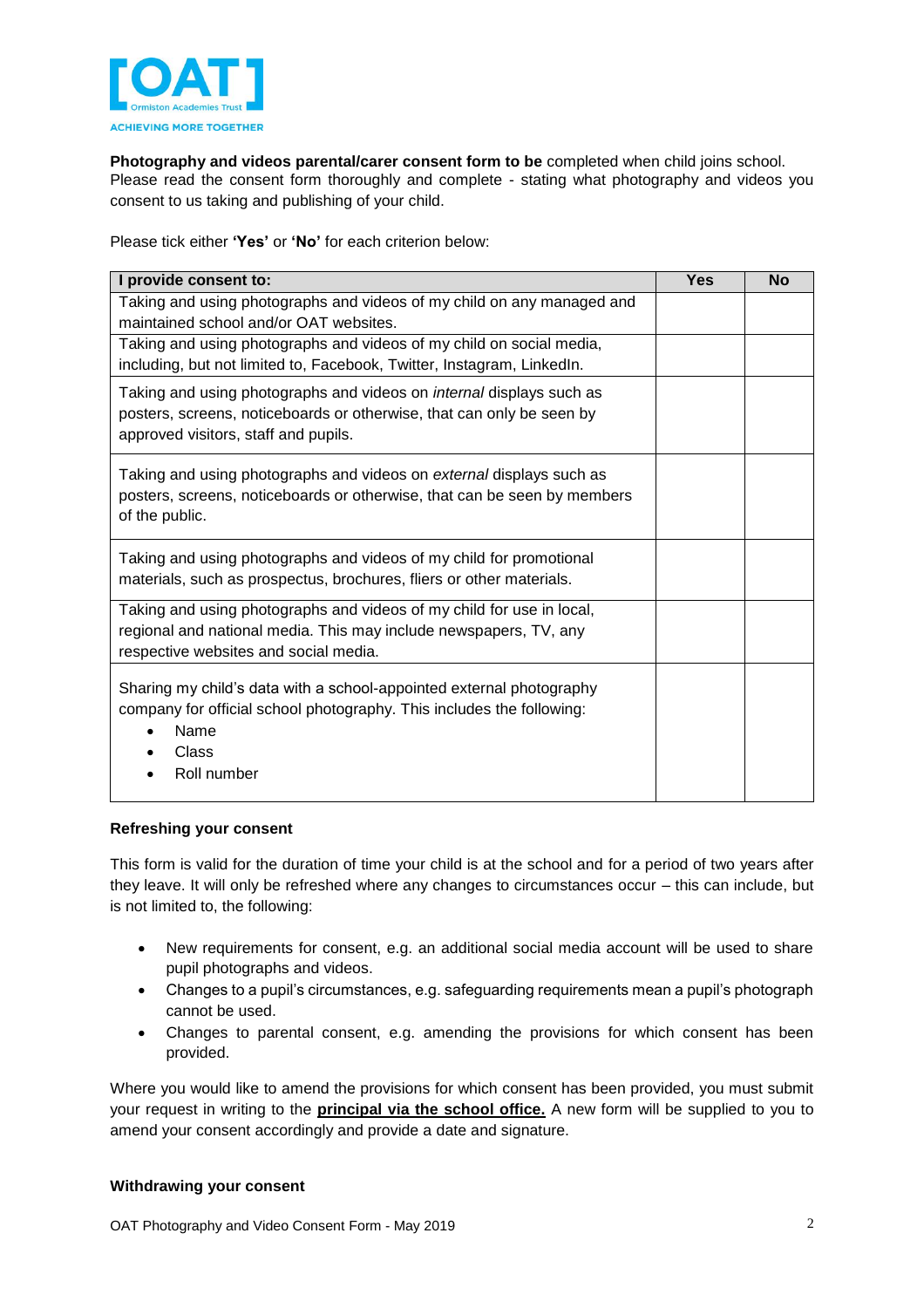**Photography and videos parental/carer consent form to be** completed when child joins school. Please read the consent form thoroughly and complete - stating what photography and videos you consent to us taking and publishing of your child.

Please tick either **'Yes'** or **'No'** for each criterion below:

| I provide consent to: | Yes | No |
|---|---|---|
| Taking and using photographs and videos of my child on any managed and maintained school and/or OAT websites. | | |
| Taking and using photographs and videos of my child on social media, including, but not limited to, Facebook, Twitter, Instagram, LinkedIn. | | |
| Taking and using photographs and videos on *internal* displays such as posters, screens, noticeboards or otherwise, that can only be seen by approved visitors, staff and pupils. | | |
| Taking and using photographs and videos on *external* displays such as posters, screens, noticeboards or otherwise, that can be seen by members of the public. | | |
| Taking and using photographs and videos of my child for promotional materials, such as prospectus, brochures, fliers or other materials. | | |
| Taking and using photographs and videos of my child for use in local, regional and national media. This may include newspapers, TV, any respective websites and social media. | | |
| Sharing my child's data with a school-appointed external photography company for official school photography. This includes the following: <br>• Name <br>• Class <br>• Roll number | | |

**Refreshing your consent**

This form is valid for the duration of time your child is at the school and for a period of two years after they leave. It will only be refreshed where any changes to circumstances occur – this can include, but is not limited to, the following:

- New requirements for consent, e.g. an additional social media account will be used to share pupil photographs and videos.
- Changes to a pupil's circumstances, e.g. safeguarding requirements mean a pupil's photograph cannot be used.
- Changes to parental consent, e.g. amending the provisions for which consent has been provided.

Where you would like to amend the provisions for which consent has been provided, you must submit your request in writing to the **principal via the school office.** A new form will be supplied to you to amend your consent accordingly and provide a date and signature.

**Withdrawing your consent**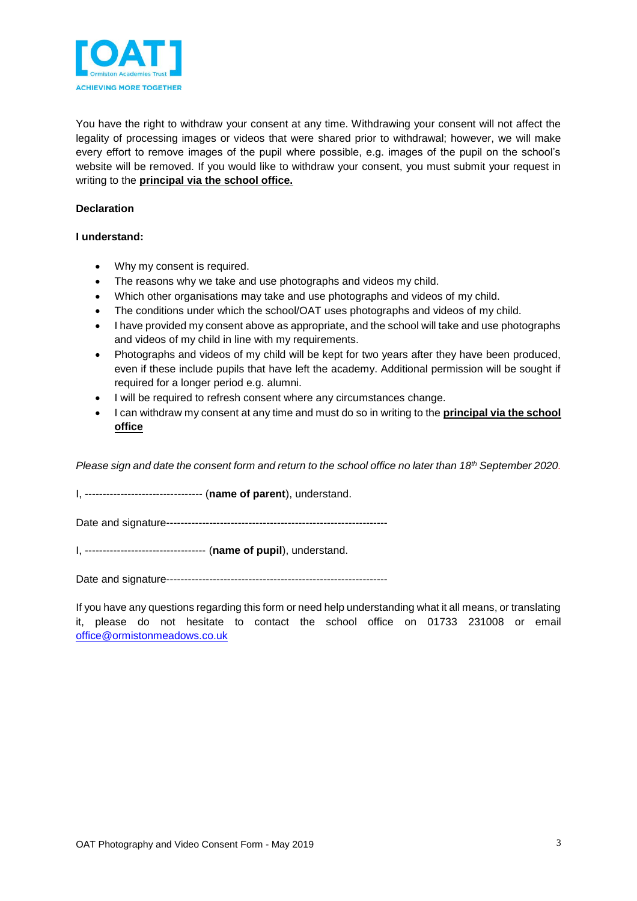You have the right to withdraw your consent at any time. Withdrawing your consent will not affect the legality of processing images or videos that were shared prior to withdrawal; however, we will make every effort to remove images of the pupil where possible, e.g. images of the pupil on the school's website will be removed. If you would like to withdraw your consent, you must submit your request in writing to the **principal via the school office.**

**Declaration**

**I understand:**

- Why my consent is required.
- The reasons why we take and use photographs and videos my child.
- Which other organisations may take and use photographs and videos of my child.
- The conditions under which the school/OAT uses photographs and videos of my child.
- I have provided my consent above as appropriate, and the school will take and use photographs and videos of my child in line with my requirements.
- Photographs and videos of my child will be kept for two years after they have been produced, even if these include pupils that have left the academy. Additional permission will be sought if required for a longer period e.g. alumni.
- I will be required to refresh consent where any circumstances change.
- I can withdraw my consent at any time and must do so in writing to the **principal via the school office**

*Please sign and date the consent form and return to the school office no later than 18th September 2020.*

I, --------------------------------- (**name of parent**), understand.

Date and signature---------------------------------------------------------------

I, ---------------------------------- (**name of pupil**), understand.

Date and signature---------------------------------------------------------------

If you have any questions regarding this form or need help understanding what it all means, or translating it, please do not hesitate to contact the school office on 01733 231008 or email office@ormistonmeadows.co.uk